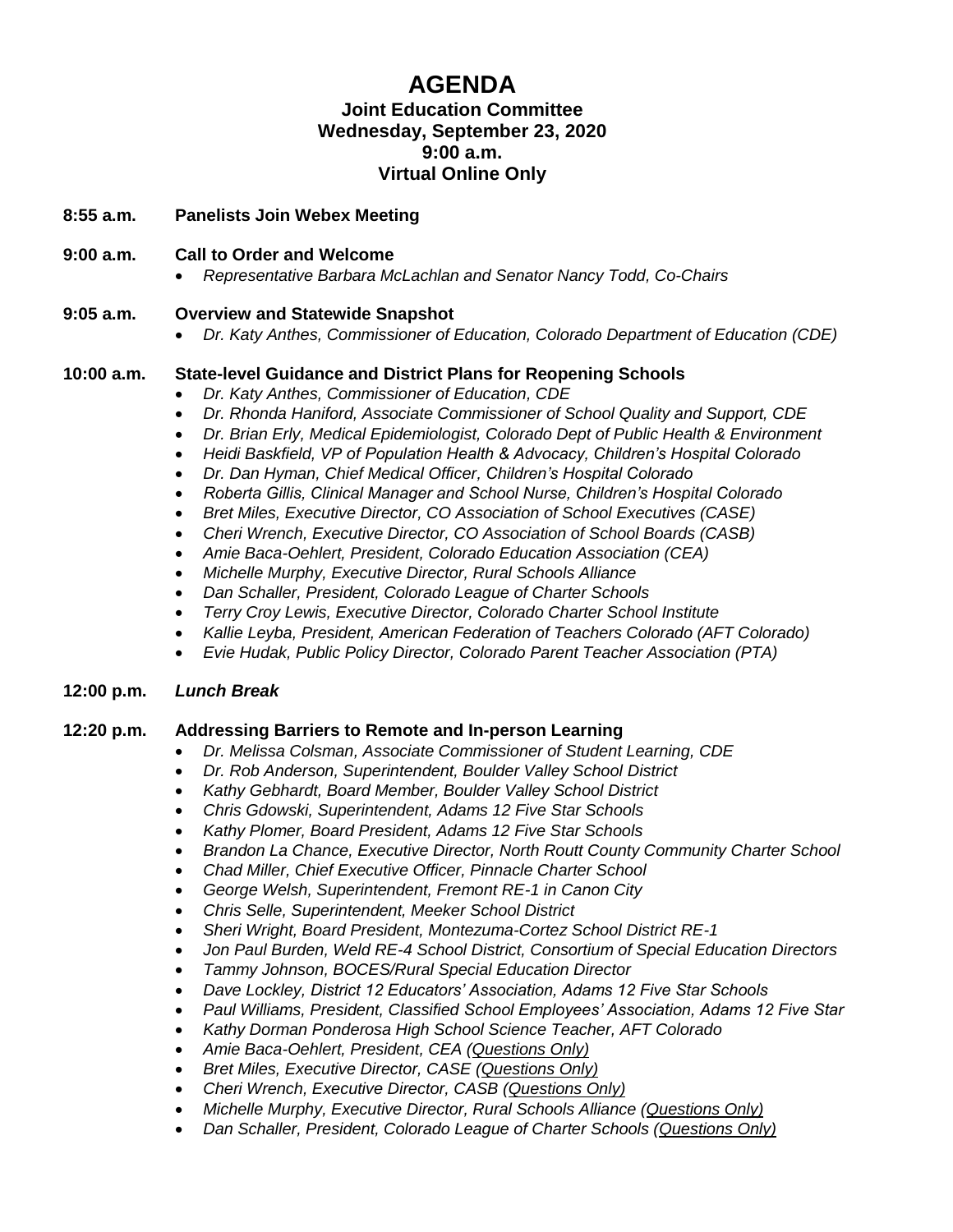# AGENDA

## Joint Education Committee
## Wednesday, September 23, 2020
## 9:00 a.m.
## Virtual Online Only

**8:55 a.m.** **Panelists Join Webex Meeting**

**9:00 a.m.** **Call to Order and Welcome**

- *Representative Barbara McLachlan and Senator Nancy Todd, Co-Chairs*

**9:05 a.m.** **Overview and Statewide Snapshot**

- *Dr. Katy Anthes, Commissioner of Education, Colorado Department of Education (CDE)*

**10:00 a.m.** **State-level Guidance and District Plans for Reopening Schools**

- *Dr. Katy Anthes, Commissioner of Education, CDE*
- *Dr. Rhonda Haniford, Associate Commissioner of School Quality and Support, CDE*
- *Dr. Brian Erly, Medical Epidemiologist, Colorado Dept of Public Health & Environment*
- *Heidi Baskfield, VP of Population Health & Advocacy, Children's Hospital Colorado*
- *Dr. Dan Hyman, Chief Medical Officer, Children's Hospital Colorado*
- *Roberta Gillis, Clinical Manager and School Nurse, Children's Hospital Colorado*
- *Bret Miles, Executive Director, CO Association of School Executives (CASE)*
- *Cheri Wrench, Executive Director, CO Association of School Boards (CASB)*
- *Amie Baca-Oehlert, President, Colorado Education Association (CEA)*
- *Michelle Murphy, Executive Director, Rural Schools Alliance*
- *Dan Schaller, President, Colorado League of Charter Schools*
- *Terry Croy Lewis, Executive Director, Colorado Charter School Institute*
- *Kallie Leyba, President, American Federation of Teachers Colorado (AFT Colorado)*
- *Evie Hudak, Public Policy Director, Colorado Parent Teacher Association (PTA)*

**12:00 p.m.** ***Lunch Break***

**12:20 p.m.** **Addressing Barriers to Remote and In-person Learning**

- *Dr. Melissa Colsman, Associate Commissioner of Student Learning, CDE*
- *Dr. Rob Anderson, Superintendent, Boulder Valley School District*
- *Kathy Gebhardt, Board Member, Boulder Valley School District*
- *Chris Gdowski, Superintendent, Adams 12 Five Star Schools*
- *Kathy Plomer, Board President, Adams 12 Five Star Schools*
- *Brandon La Chance, Executive Director, North Routt County Community Charter School*
- *Chad Miller, Chief Executive Officer, Pinnacle Charter School*
- *George Welsh, Superintendent, Fremont RE-1 in Canon City*
- *Chris Selle, Superintendent, Meeker School District*
- *Sheri Wright, Board President, Montezuma-Cortez School District RE-1*
- *Jon Paul Burden, Weld RE-4 School District, Consortium of Special Education Directors*
- *Tammy Johnson, BOCES/Rural Special Education Director*
- *Dave Lockley, District 12 Educators' Association, Adams 12 Five Star Schools*
- *Paul Williams, President, Classified School Employees' Association, Adams 12 Five Star*
- *Kathy Dorman Ponderosa High School Science Teacher, AFT Colorado*
- *Amie Baca-Oehlert, President, CEA (Questions Only)*
- *Bret Miles, Executive Director, CASE (Questions Only)*
- *Cheri Wrench, Executive Director, CASB (Questions Only)*
- *Michelle Murphy, Executive Director, Rural Schools Alliance (Questions Only)*
- *Dan Schaller, President, Colorado League of Charter Schools (Questions Only)*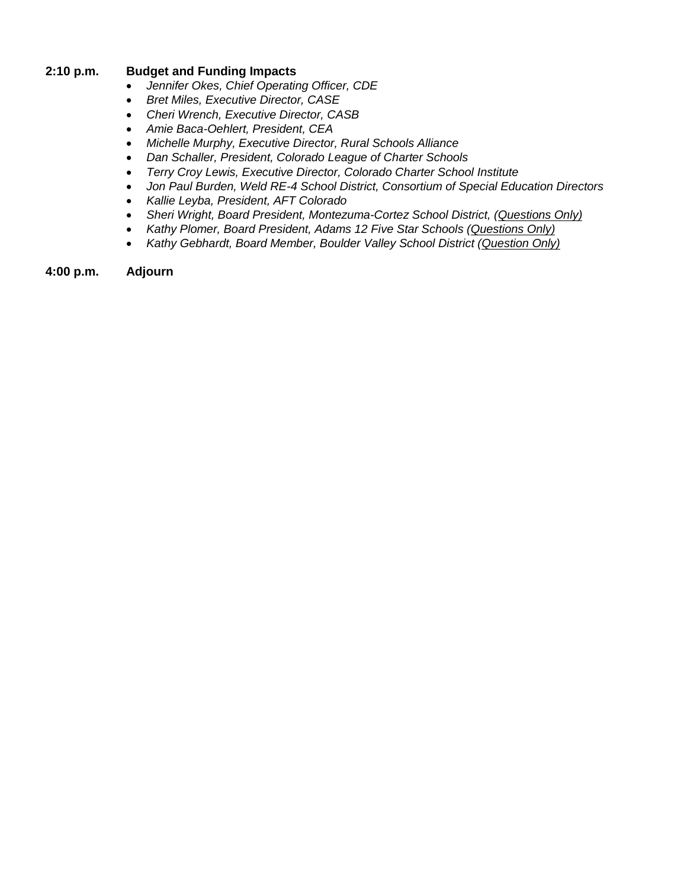**2:10 p.m.** **Budget and Funding Impacts**

- *Jennifer Okes, Chief Operating Officer, CDE*
- *Bret Miles, Executive Director, CASE*
- *Cheri Wrench, Executive Director, CASB*
- *Amie Baca-Oehlert, President, CEA*
- *Michelle Murphy, Executive Director, Rural Schools Alliance*
- *Dan Schaller, President, Colorado League of Charter Schools*
- *Terry Croy Lewis, Executive Director, Colorado Charter School Institute*
- *Jon Paul Burden, Weld RE-4 School District, Consortium of Special Education Directors*
- *Kallie Leyba, President, AFT Colorado*
- *Sheri Wright, Board President, Montezuma-Cortez School District, (<u>Questions Only)</u>*
- *Kathy Plomer, Board President, Adams 12 Five Star Schools <u>(Questions Only)</u>*
- *Kathy Gebhardt, Board Member, Boulder Valley School District (<u>Question Only)</u>*

**4:00 p.m.** **Adjourn**